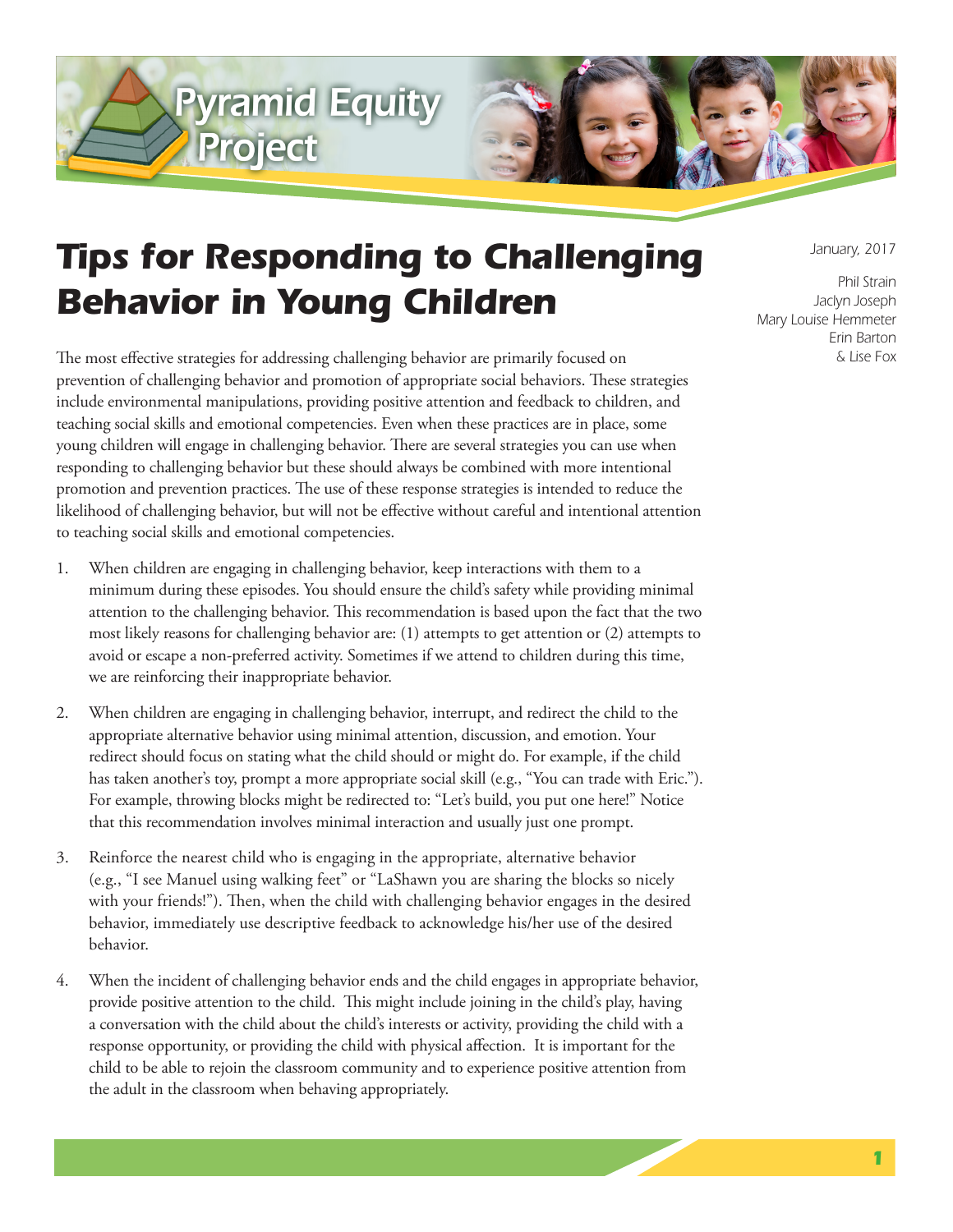# Pyramid Equity Project

# Tips for Responding to Challenging Behavior in Young Children

January, 2017

Phil Strain
Jaclyn Joseph
Mary Louise Hemmeter
Erin Barton
& Lise Fox

The most effective strategies for addressing challenging behavior are primarily focused on prevention of challenging behavior and promotion of appropriate social behaviors. These strategies include environmental manipulations, providing positive attention and feedback to children, and teaching social skills and emotional competencies. Even when these practices are in place, some young children will engage in challenging behavior. There are several strategies you can use when responding to challenging behavior but these should always be combined with more intentional promotion and prevention practices. The use of these response strategies is intended to reduce the likelihood of challenging behavior, but will not be effective without careful and intentional attention to teaching social skills and emotional competencies.

1. When children are engaging in challenging behavior, keep interactions with them to a minimum during these episodes. You should ensure the child's safety while providing minimal attention to the challenging behavior. This recommendation is based upon the fact that the two most likely reasons for challenging behavior are: (1) attempts to get attention or (2) attempts to avoid or escape a non-preferred activity. Sometimes if we attend to children during this time, we are reinforcing their inappropriate behavior.

2. When children are engaging in challenging behavior, interrupt, and redirect the child to the appropriate alternative behavior using minimal attention, discussion, and emotion. Your redirect should focus on stating what the child should or might do. For example, if the child has taken another's toy, prompt a more appropriate social skill (e.g., "You can trade with Eric."). For example, throwing blocks might be redirected to: "Let's build, you put one here!" Notice that this recommendation involves minimal interaction and usually just one prompt.

3. Reinforce the nearest child who is engaging in the appropriate, alternative behavior (e.g., "I see Manuel using walking feet" or "LaShawn you are sharing the blocks so nicely with your friends!"). Then, when the child with challenging behavior engages in the desired behavior, immediately use descriptive feedback to acknowledge his/her use of the desired behavior.

4. When the incident of challenging behavior ends and the child engages in appropriate behavior, provide positive attention to the child. This might include joining in the child's play, having a conversation with the child about the child's interests or activity, providing the child with a response opportunity, or providing the child with physical affection. It is important for the child to be able to rejoin the classroom community and to experience positive attention from the adult in the classroom when behaving appropriately.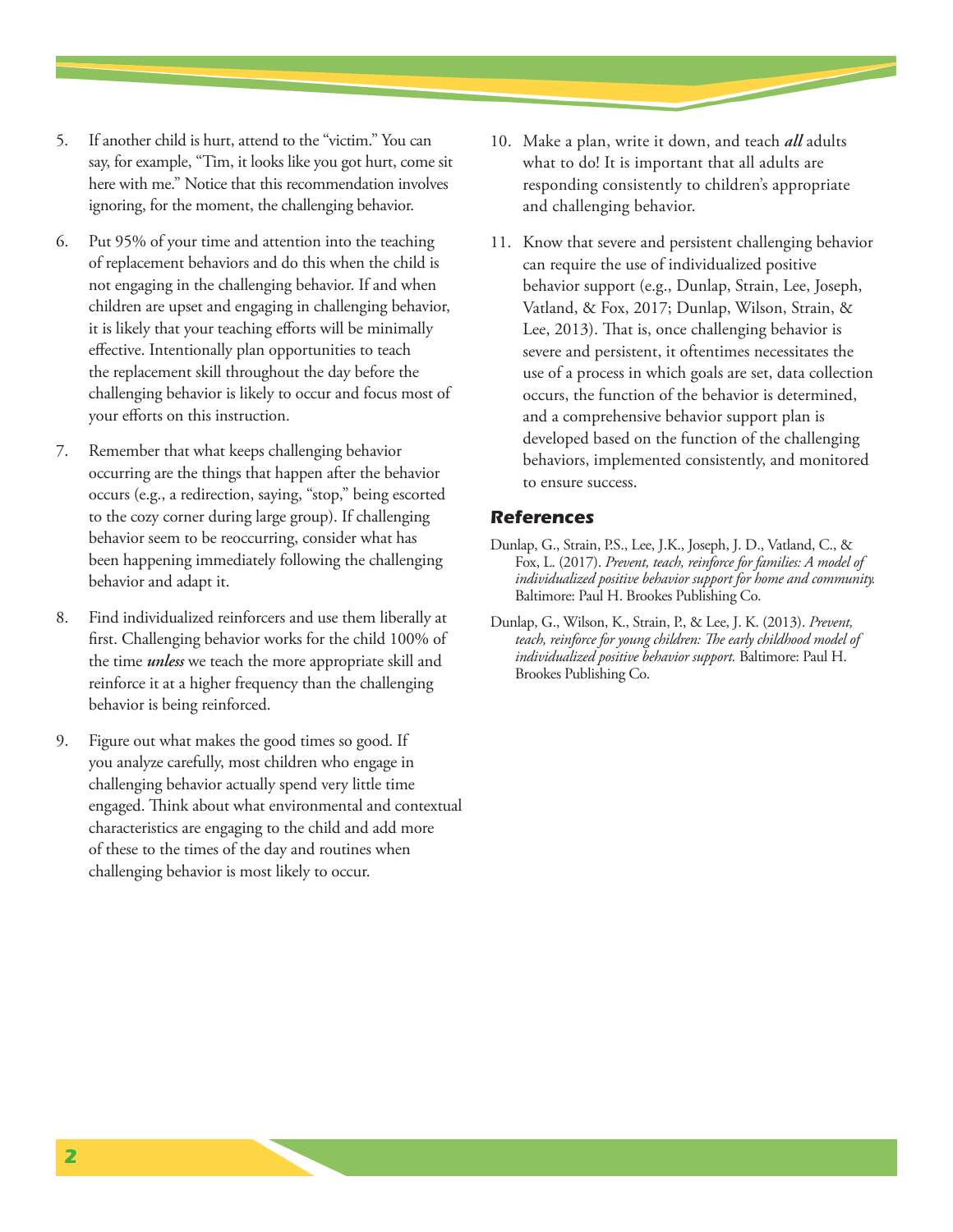5. If another child is hurt, attend to the "victim." You can say, for example, "Tim, it looks like you got hurt, come sit here with me." Notice that this recommendation involves ignoring, for the moment, the challenging behavior.

6. Put 95% of your time and attention into the teaching of replacement behaviors and do this when the child is not engaging in the challenging behavior. If and when children are upset and engaging in challenging behavior, it is likely that your teaching efforts will be minimally effective. Intentionally plan opportunities to teach the replacement skill throughout the day before the challenging behavior is likely to occur and focus most of your efforts on this instruction.

7. Remember that what keeps challenging behavior occurring are the things that happen after the behavior occurs (e.g., a redirection, saying, "stop," being escorted to the cozy corner during large group). If challenging behavior seem to be reoccurring, consider what has been happening immediately following the challenging behavior and adapt it.

8. Find individualized reinforcers and use them liberally at first. Challenging behavior works for the child 100% of the time ***unless*** we teach the more appropriate skill and reinforce it at a higher frequency than the challenging behavior is being reinforced.

9. Figure out what makes the good times so good. If you analyze carefully, most children who engage in challenging behavior actually spend very little time engaged. Think about what environmental and contextual characteristics are engaging to the child and add more of these to the times of the day and routines when challenging behavior is most likely to occur.

10. Make a plan, write it down, and teach ***all*** adults what to do! It is important that all adults are responding consistently to children's appropriate and challenging behavior.

11. Know that severe and persistent challenging behavior can require the use of individualized positive behavior support (e.g., Dunlap, Strain, Lee, Joseph, Vatland, & Fox, 2017; Dunlap, Wilson, Strain, & Lee, 2013). That is, once challenging behavior is severe and persistent, it oftentimes necessitates the use of a process in which goals are set, data collection occurs, the function of the behavior is determined, and a comprehensive behavior support plan is developed based on the function of the challenging behaviors, implemented consistently, and monitored to ensure success.

## References

Dunlap, G., Strain, P.S., Lee, J.K., Joseph, J. D., Vatland, C., & Fox, L. (2017). *Prevent, teach, reinforce for families: A model of individualized positive behavior support for home and community.* Baltimore: Paul H. Brookes Publishing Co.

Dunlap, G., Wilson, K., Strain, P., & Lee, J. K. (2013). *Prevent, teach, reinforce for young children: The early childhood model of individualized positive behavior support.* Baltimore: Paul H. Brookes Publishing Co.